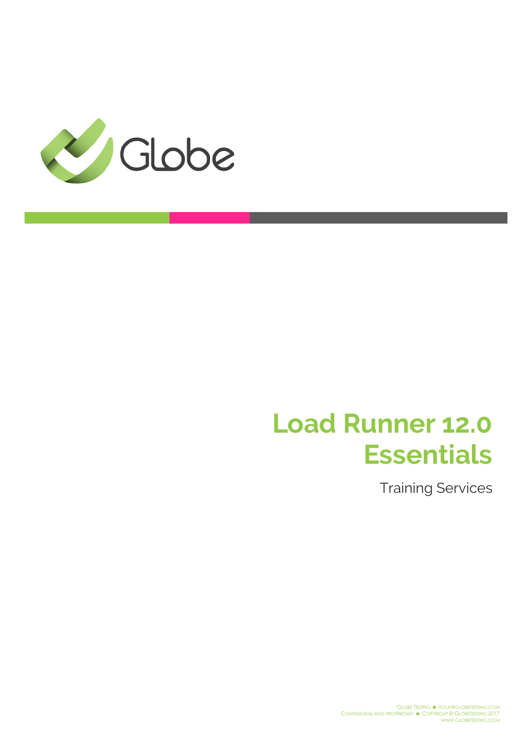Globe

# Load Runner 12.0 Essentials

Training Services

Globe Testing ● hola@globetesting.com
Confidential and proprietary ● Copyright © Globetesting 2017
www.globetesting.com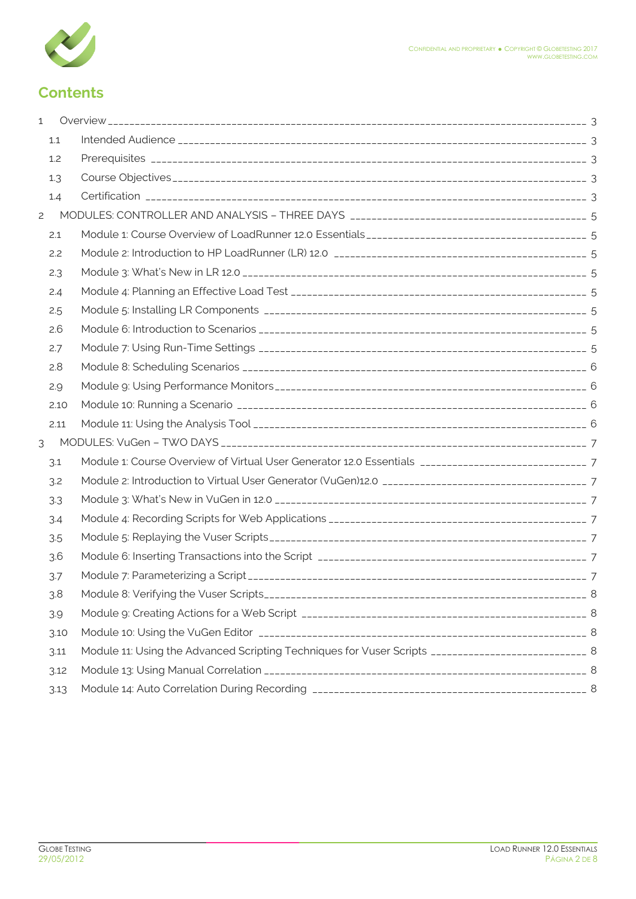# Contents

- 1 Overview _____ 3
  - 1.1 Intended Audience _____ 3
  - 1.2 Prerequisites _____ 3
  - 1.3 Course Objectives _____ 3
  - 1.4 Certification _____ 3
- 2 MODULES: CONTROLLER AND ANALYSIS – THREE DAYS _____ 5
  - 2.1 Module 1: Course Overview of LoadRunner 12.0 Essentials _____ 5
  - 2.2 Module 2: Introduction to HP LoadRunner (LR) 12.0 _____ 5
  - 2.3 Module 3: What's New in LR 12.0 _____ 5
  - 2.4 Module 4: Planning an Effective Load Test _____ 5
  - 2.5 Module 5: Installing LR Components _____ 5
  - 2.6 Module 6: Introduction to Scenarios _____ 5
  - 2.7 Module 7: Using Run-Time Settings _____ 5
  - 2.8 Module 8: Scheduling Scenarios _____ 6
  - 2.9 Module 9: Using Performance Monitors _____ 6
  - 2.10 Module 10: Running a Scenario _____ 6
  - 2.11 Module 11: Using the Analysis Tool _____ 6
- 3 MODULES: VuGen – TWO DAYS _____ 7
  - 3.1 Module 1: Course Overview of Virtual User Generator 12.0 Essentials _____ 7
  - 3.2 Module 2: Introduction to Virtual User Generator (VuGen)12.0 _____ 7
  - 3.3 Module 3: What's New in VuGen in 12.0 _____ 7
  - 3.4 Module 4: Recording Scripts for Web Applications _____ 7
  - 3.5 Module 5: Replaying the Vuser Scripts _____ 7
  - 3.6 Module 6: Inserting Transactions into the Script _____ 7
  - 3.7 Module 7: Parameterizing a Script _____ 7
  - 3.8 Module 8: Verifying the Vuser Scripts _____ 8
  - 3.9 Module 9: Creating Actions for a Web Script _____ 8
  - 3.10 Module 10: Using the VuGen Editor _____ 8
  - 3.11 Module 11: Using the Advanced Scripting Techniques for Vuser Scripts _____ 8
  - 3.12 Module 13: Using Manual Correlation _____ 8
  - 3.13 Module 14: Auto Correlation During Recording _____ 8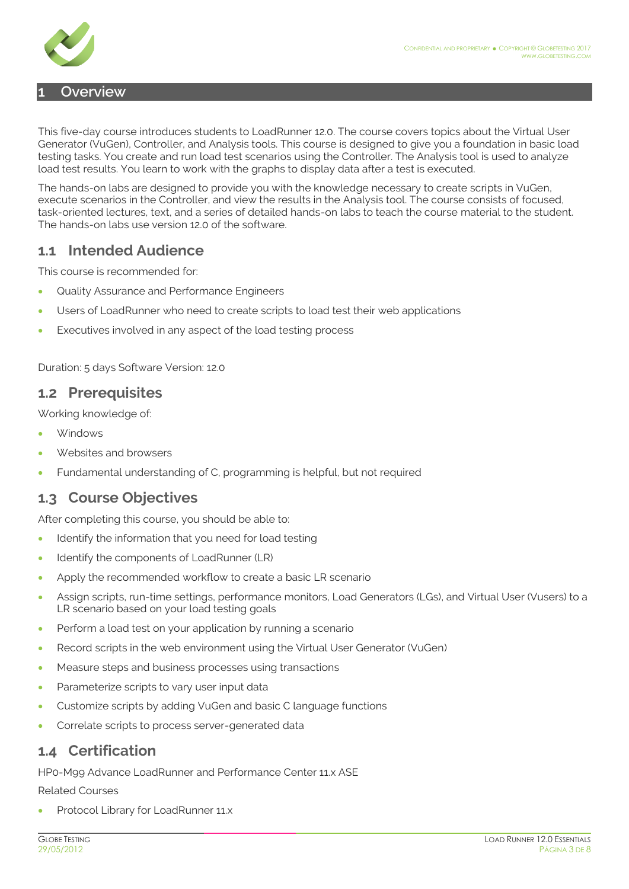# 1 Overview

This five-day course introduces students to LoadRunner 12.0. The course covers topics about the Virtual User Generator (VuGen), Controller, and Analysis tools. This course is designed to give you a foundation in basic load testing tasks. You create and run load test scenarios using the Controller. The Analysis tool is used to analyze load test results. You learn to work with the graphs to display data after a test is executed.

The hands-on labs are designed to provide you with the knowledge necessary to create scripts in VuGen, execute scenarios in the Controller, and view the results in the Analysis tool. The course consists of focused, task-oriented lectures, text, and a series of detailed hands-on labs to teach the course material to the student. The hands-on labs use version 12.0 of the software.

## 1.1 Intended Audience

This course is recommended for:

- Quality Assurance and Performance Engineers
- Users of LoadRunner who need to create scripts to load test their web applications
- Executives involved in any aspect of the load testing process

Duration: 5 days Software Version: 12.0

## 1.2 Prerequisites

Working knowledge of:

- Windows
- Websites and browsers
- Fundamental understanding of C, programming is helpful, but not required

## 1.3 Course Objectives

After completing this course, you should be able to:

- Identify the information that you need for load testing
- Identify the components of LoadRunner (LR)
- Apply the recommended workflow to create a basic LR scenario
- Assign scripts, run-time settings, performance monitors, Load Generators (LGs), and Virtual User (Vusers) to a LR scenario based on your load testing goals
- Perform a load test on your application by running a scenario
- Record scripts in the web environment using the Virtual User Generator (VuGen)
- Measure steps and business processes using transactions
- Parameterize scripts to vary user input data
- Customize scripts by adding VuGen and basic C language functions
- Correlate scripts to process server-generated data

## 1.4 Certification

HP0-M99 Advance LoadRunner and Performance Center 11.x ASE

Related Courses

- Protocol Library for LoadRunner 11.x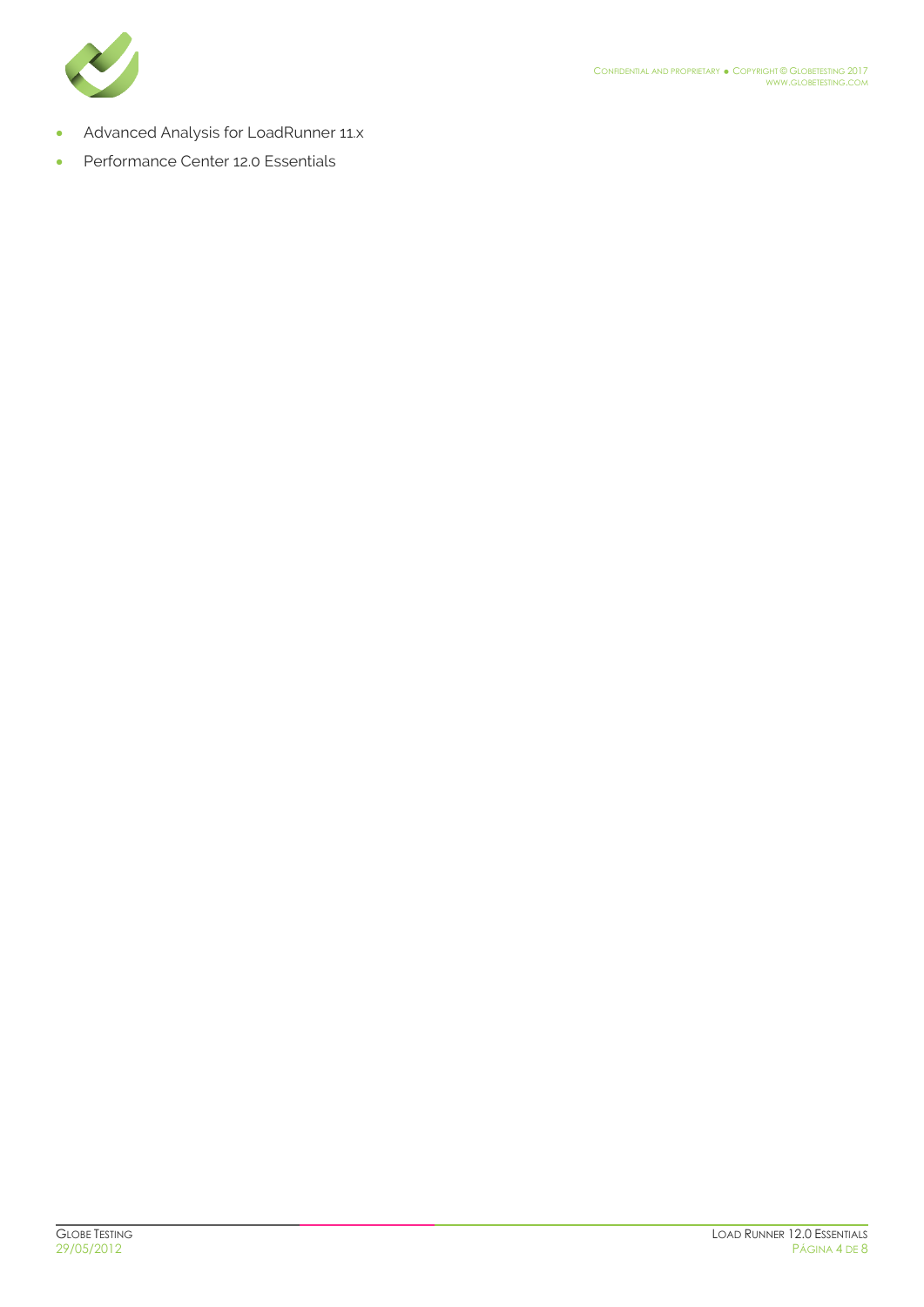- Advanced Analysis for LoadRunner 11.x
- Performance Center 12.0 Essentials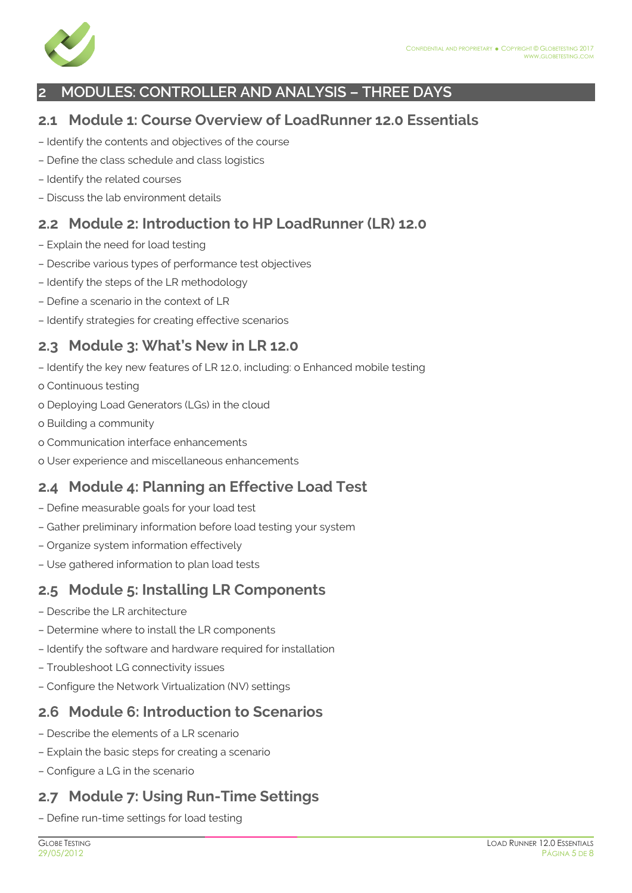# 2 MODULES: CONTROLLER AND ANALYSIS – THREE DAYS

## 2.1 Module 1: Course Overview of LoadRunner 12.0 Essentials

– Identify the contents and objectives of the course

– Define the class schedule and class logistics

– Identify the related courses

– Discuss the lab environment details

## 2.2 Module 2: Introduction to HP LoadRunner (LR) 12.0

– Explain the need for load testing

– Describe various types of performance test objectives

– Identify the steps of the LR methodology

– Define a scenario in the context of LR

– Identify strategies for creating effective scenarios

## 2.3 Module 3: What's New in LR 12.0

– Identify the key new features of LR 12.0, including: o Enhanced mobile testing

o Continuous testing

o Deploying Load Generators (LGs) in the cloud

o Building a community

o Communication interface enhancements

o User experience and miscellaneous enhancements

## 2.4 Module 4: Planning an Effective Load Test

– Define measurable goals for your load test

– Gather preliminary information before load testing your system

– Organize system information effectively

– Use gathered information to plan load tests

## 2.5 Module 5: Installing LR Components

– Describe the LR architecture

– Determine where to install the LR components

– Identify the software and hardware required for installation

– Troubleshoot LG connectivity issues

– Configure the Network Virtualization (NV) settings

## 2.6 Module 6: Introduction to Scenarios

– Describe the elements of a LR scenario

– Explain the basic steps for creating a scenario

– Configure a LG in the scenario

## 2.7 Module 7: Using Run-Time Settings

– Define run-time settings for load testing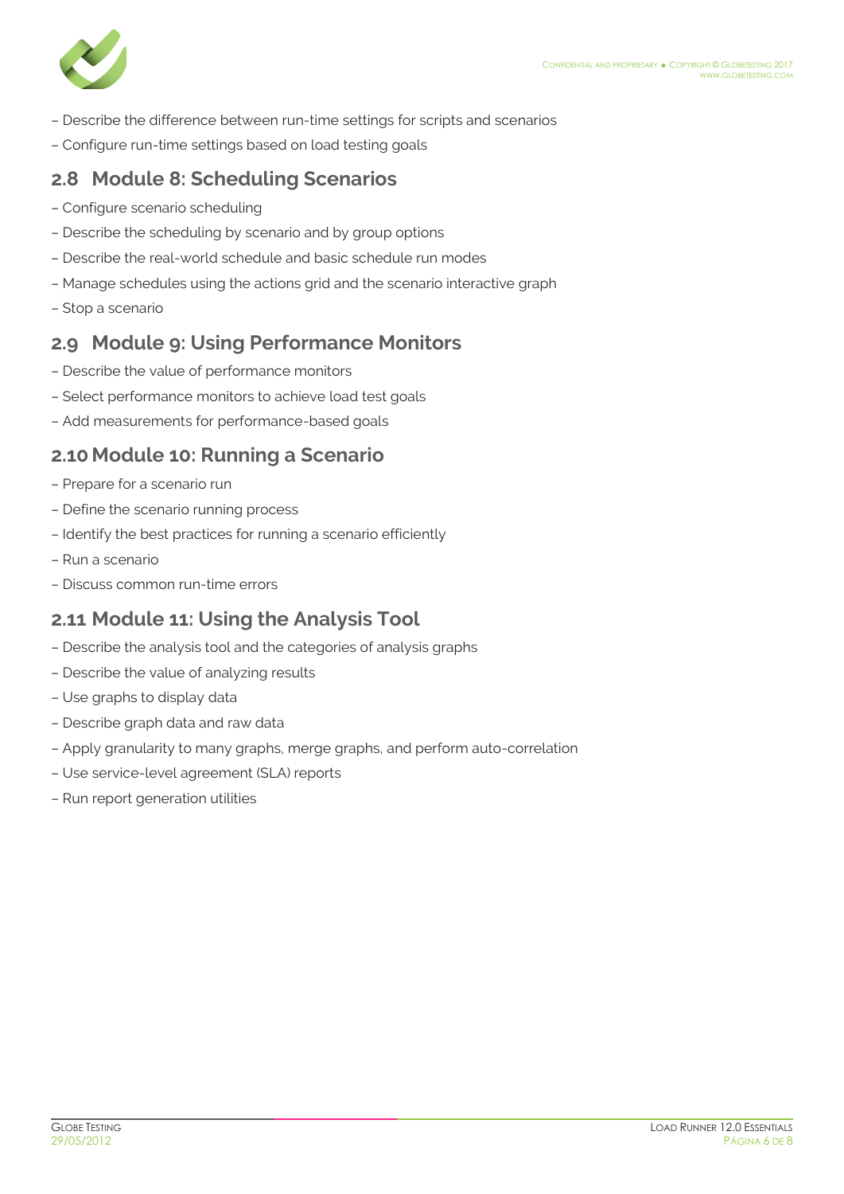– Describe the difference between run-time settings for scripts and scenarios

– Configure run-time settings based on load testing goals

## 2.8 Module 8: Scheduling Scenarios

– Configure scenario scheduling

– Describe the scheduling by scenario and by group options

– Describe the real-world schedule and basic schedule run modes

– Manage schedules using the actions grid and the scenario interactive graph

– Stop a scenario

## 2.9 Module 9: Using Performance Monitors

– Describe the value of performance monitors

– Select performance monitors to achieve load test goals

– Add measurements for performance-based goals

## 2.10 Module 10: Running a Scenario

– Prepare for a scenario run

– Define the scenario running process

– Identify the best practices for running a scenario efficiently

– Run a scenario

– Discuss common run-time errors

## 2.11 Module 11: Using the Analysis Tool

– Describe the analysis tool and the categories of analysis graphs

– Describe the value of analyzing results

– Use graphs to display data

– Describe graph data and raw data

– Apply granularity to many graphs, merge graphs, and perform auto-correlation

– Use service-level agreement (SLA) reports

– Run report generation utilities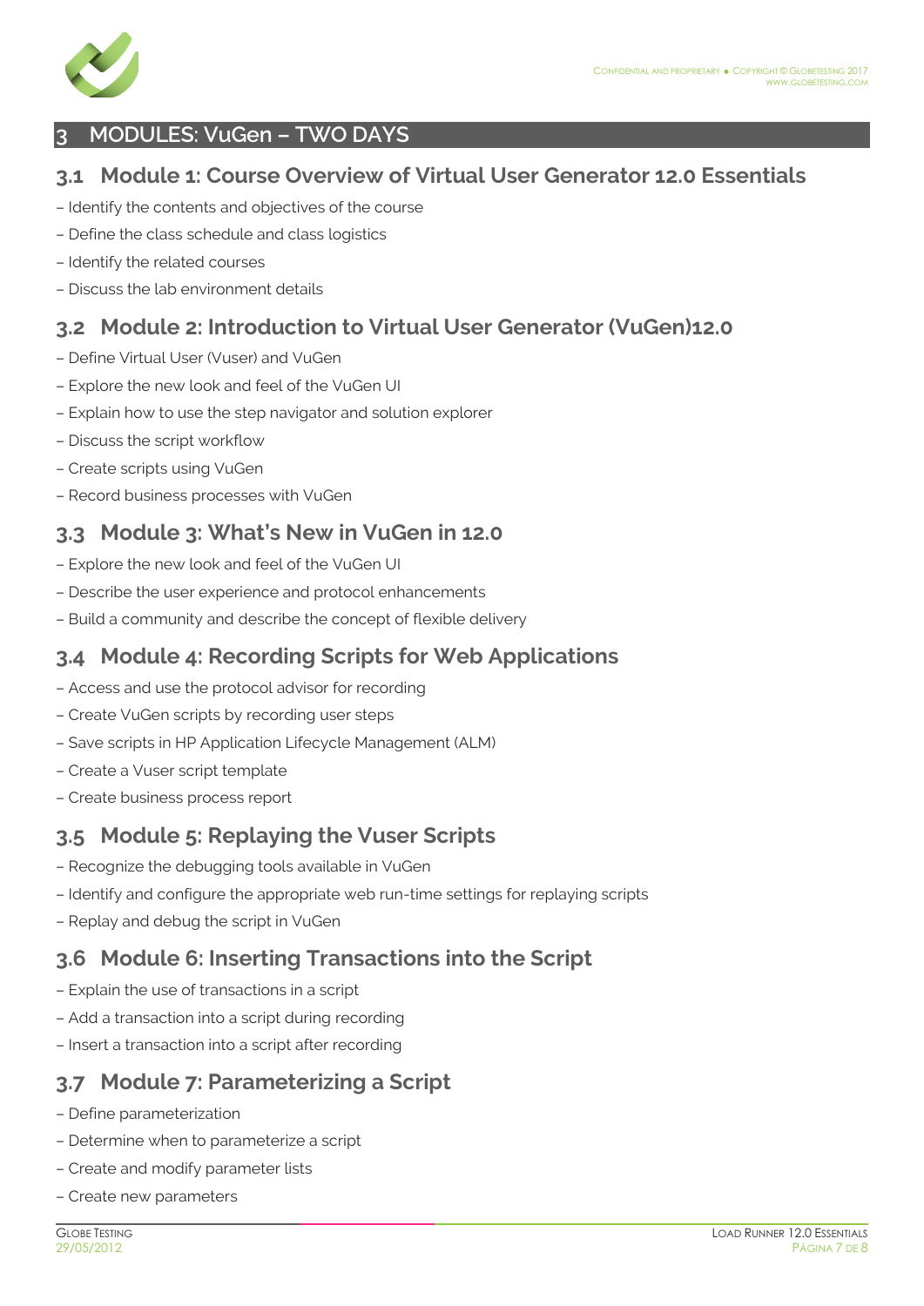# 3 MODULES: VuGen – TWO DAYS

## 3.1 Module 1: Course Overview of Virtual User Generator 12.0 Essentials

– Identify the contents and objectives of the course

– Define the class schedule and class logistics

– Identify the related courses

– Discuss the lab environment details

## 3.2 Module 2: Introduction to Virtual User Generator (VuGen)12.0

– Define Virtual User (Vuser) and VuGen

– Explore the new look and feel of the VuGen UI

– Explain how to use the step navigator and solution explorer

– Discuss the script workflow

– Create scripts using VuGen

– Record business processes with VuGen

## 3.3 Module 3: What's New in VuGen in 12.0

– Explore the new look and feel of the VuGen UI

– Describe the user experience and protocol enhancements

– Build a community and describe the concept of flexible delivery

## 3.4 Module 4: Recording Scripts for Web Applications

– Access and use the protocol advisor for recording

– Create VuGen scripts by recording user steps

– Save scripts in HP Application Lifecycle Management (ALM)

– Create a Vuser script template

– Create business process report

## 3.5 Module 5: Replaying the Vuser Scripts

– Recognize the debugging tools available in VuGen

– Identify and configure the appropriate web run-time settings for replaying scripts

– Replay and debug the script in VuGen

## 3.6 Module 6: Inserting Transactions into the Script

– Explain the use of transactions in a script

– Add a transaction into a script during recording

– Insert a transaction into a script after recording

## 3.7 Module 7: Parameterizing a Script

– Define parameterization

– Determine when to parameterize a script

– Create and modify parameter lists

– Create new parameters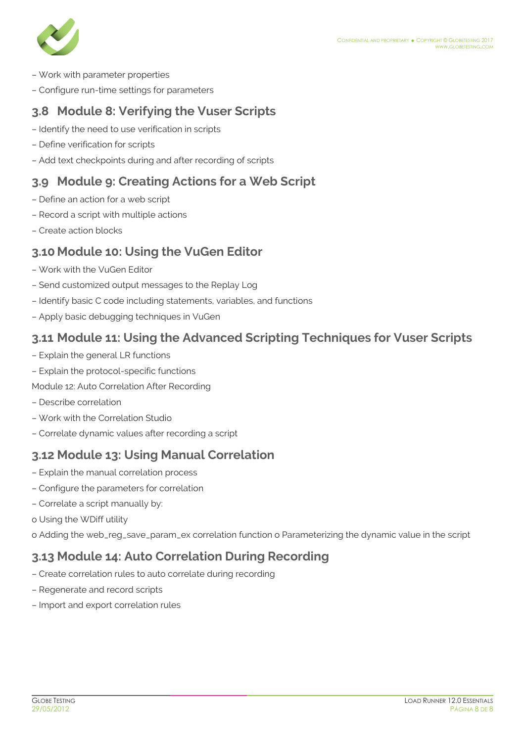– Work with parameter properties

– Configure run-time settings for parameters

## 3.8 Module 8: Verifying the Vuser Scripts

– Identify the need to use verification in scripts

– Define verification for scripts

– Add text checkpoints during and after recording of scripts

## 3.9 Module 9: Creating Actions for a Web Script

– Define an action for a web script

– Record a script with multiple actions

– Create action blocks

## 3.10 Module 10: Using the VuGen Editor

– Work with the VuGen Editor

– Send customized output messages to the Replay Log

– Identify basic C code including statements, variables, and functions

– Apply basic debugging techniques in VuGen

## 3.11 Module 11: Using the Advanced Scripting Techniques for Vuser Scripts

– Explain the general LR functions

– Explain the protocol-specific functions

Module 12: Auto Correlation After Recording

– Describe correlation

– Work with the Correlation Studio

– Correlate dynamic values after recording a script

## 3.12 Module 13: Using Manual Correlation

– Explain the manual correlation process

– Configure the parameters for correlation

– Correlate a script manually by:

o Using the WDiff utility

o Adding the web_reg_save_param_ex correlation function o Parameterizing the dynamic value in the script

## 3.13 Module 14: Auto Correlation During Recording

– Create correlation rules to auto correlate during recording

– Regenerate and record scripts

– Import and export correlation rules